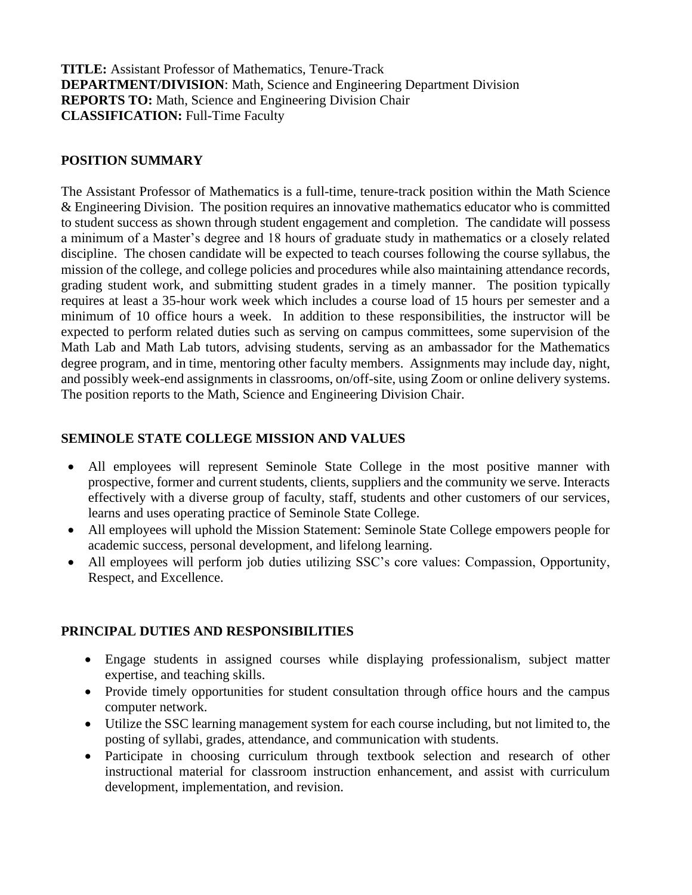**TITLE:** Assistant Professor of Mathematics, Tenure-Track
**DEPARTMENT/DIVISION**: Math, Science and Engineering Department Division
**REPORTS TO:** Math, Science and Engineering Division Chair
**CLASSIFICATION:** Full-Time Faculty

## POSITION SUMMARY

The Assistant Professor of Mathematics is a full-time, tenure-track position within the Math Science & Engineering Division. The position requires an innovative mathematics educator who is committed to student success as shown through student engagement and completion. The candidate will possess a minimum of a Master's degree and 18 hours of graduate study in mathematics or a closely related discipline. The chosen candidate will be expected to teach courses following the course syllabus, the mission of the college, and college policies and procedures while also maintaining attendance records, grading student work, and submitting student grades in a timely manner. The position typically requires at least a 35-hour work week which includes a course load of 15 hours per semester and a minimum of 10 office hours a week. In addition to these responsibilities, the instructor will be expected to perform related duties such as serving on campus committees, some supervision of the Math Lab and Math Lab tutors, advising students, serving as an ambassador for the Mathematics degree program, and in time, mentoring other faculty members. Assignments may include day, night, and possibly week-end assignments in classrooms, on/off-site, using Zoom or online delivery systems. The position reports to the Math, Science and Engineering Division Chair.

## SEMINOLE STATE COLLEGE MISSION AND VALUES

- All employees will represent Seminole State College in the most positive manner with prospective, former and current students, clients, suppliers and the community we serve. Interacts effectively with a diverse group of faculty, staff, students and other customers of our services, learns and uses operating practice of Seminole State College.
- All employees will uphold the Mission Statement: Seminole State College empowers people for academic success, personal development, and lifelong learning.
- All employees will perform job duties utilizing SSC's core values: Compassion, Opportunity, Respect, and Excellence.

## PRINCIPAL DUTIES AND RESPONSIBILITIES

- Engage students in assigned courses while displaying professionalism, subject matter expertise, and teaching skills.
- Provide timely opportunities for student consultation through office hours and the campus computer network.
- Utilize the SSC learning management system for each course including, but not limited to, the posting of syllabi, grades, attendance, and communication with students.
- Participate in choosing curriculum through textbook selection and research of other instructional material for classroom instruction enhancement, and assist with curriculum development, implementation, and revision.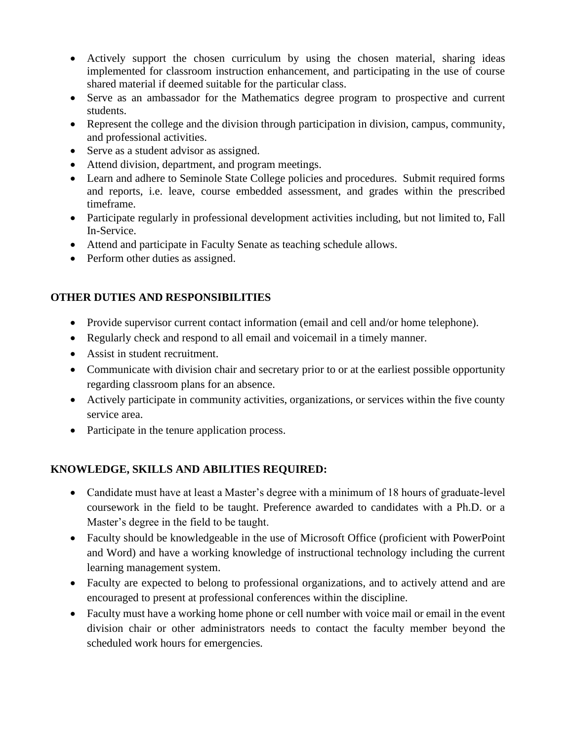- Actively support the chosen curriculum by using the chosen material, sharing ideas implemented for classroom instruction enhancement, and participating in the use of course shared material if deemed suitable for the particular class.
- Serve as an ambassador for the Mathematics degree program to prospective and current students.
- Represent the college and the division through participation in division, campus, community, and professional activities.
- Serve as a student advisor as assigned.
- Attend division, department, and program meetings.
- Learn and adhere to Seminole State College policies and procedures. Submit required forms and reports, i.e. leave, course embedded assessment, and grades within the prescribed timeframe.
- Participate regularly in professional development activities including, but not limited to, Fall In-Service.
- Attend and participate in Faculty Senate as teaching schedule allows.
- Perform other duties as assigned.

**OTHER DUTIES AND RESPONSIBILITIES**

- Provide supervisor current contact information (email and cell and/or home telephone).
- Regularly check and respond to all email and voicemail in a timely manner.
- Assist in student recruitment.
- Communicate with division chair and secretary prior to or at the earliest possible opportunity regarding classroom plans for an absence.
- Actively participate in community activities, organizations, or services within the five county service area.
- Participate in the tenure application process.

**KNOWLEDGE, SKILLS AND ABILITIES REQUIRED:**

- Candidate must have at least a Master's degree with a minimum of 18 hours of graduate-level coursework in the field to be taught. Preference awarded to candidates with a Ph.D. or a Master's degree in the field to be taught.
- Faculty should be knowledgeable in the use of Microsoft Office (proficient with PowerPoint and Word) and have a working knowledge of instructional technology including the current learning management system.
- Faculty are expected to belong to professional organizations, and to actively attend and are encouraged to present at professional conferences within the discipline.
- Faculty must have a working home phone or cell number with voice mail or email in the event division chair or other administrators needs to contact the faculty member beyond the scheduled work hours for emergencies.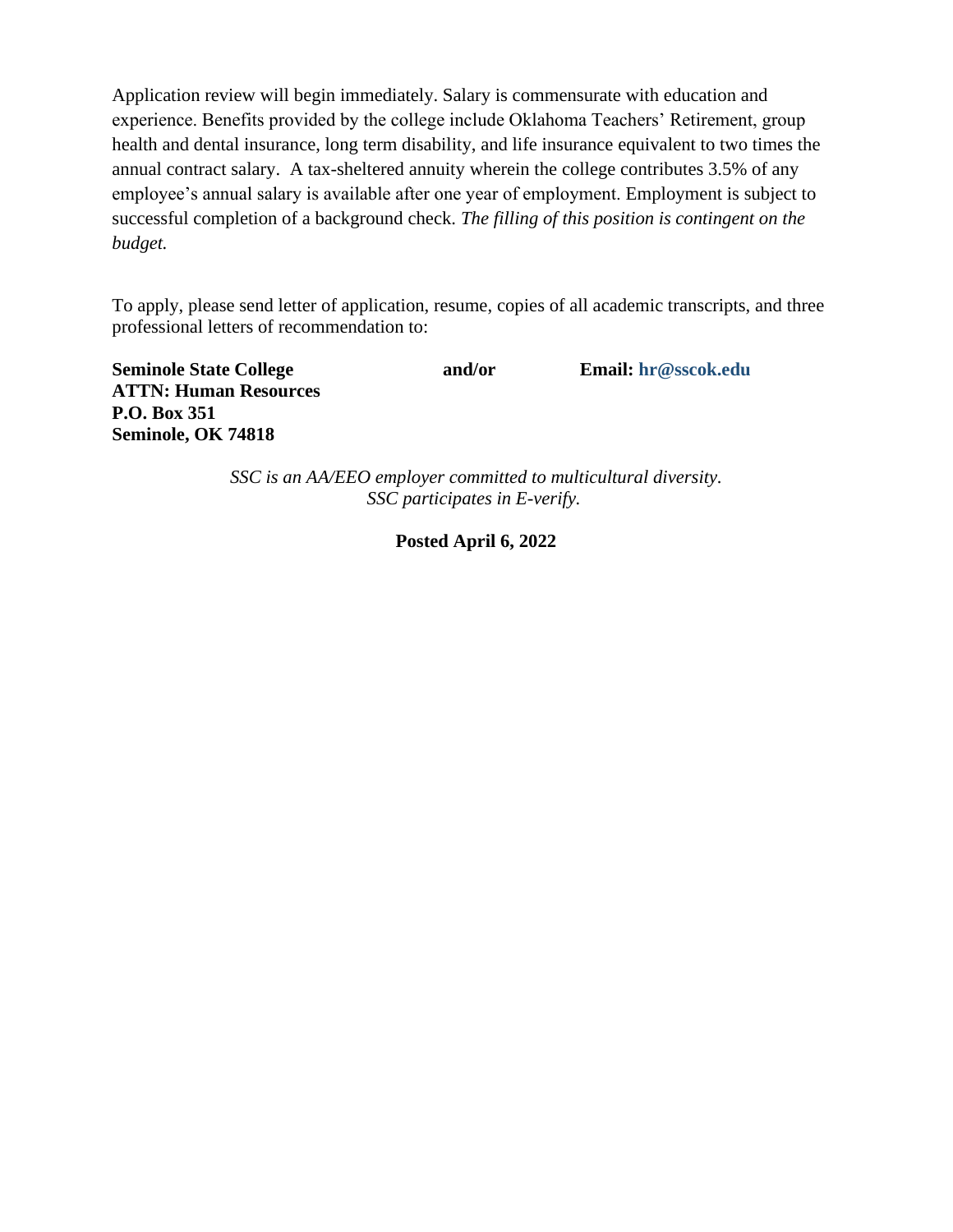Application review will begin immediately. Salary is commensurate with education and experience. Benefits provided by the college include Oklahoma Teachers' Retirement, group health and dental insurance, long term disability, and life insurance equivalent to two times the annual contract salary. A tax-sheltered annuity wherein the college contributes 3.5% of any employee's annual salary is available after one year of employment. Employment is subject to successful completion of a background check. *The filling of this position is contingent on the budget.*

To apply, please send letter of application, resume, copies of all academic transcripts, and three professional letters of recommendation to:

**Seminole State College**
**ATTN: Human Resources**
**P.O. Box 351**
**Seminole, OK 74818**

**and/or**

**Email: hr@sscok.edu**

*SSC is an AA/EEO employer committed to multicultural diversity.*
*SSC participates in E-verify.*

**Posted April 6, 2022**